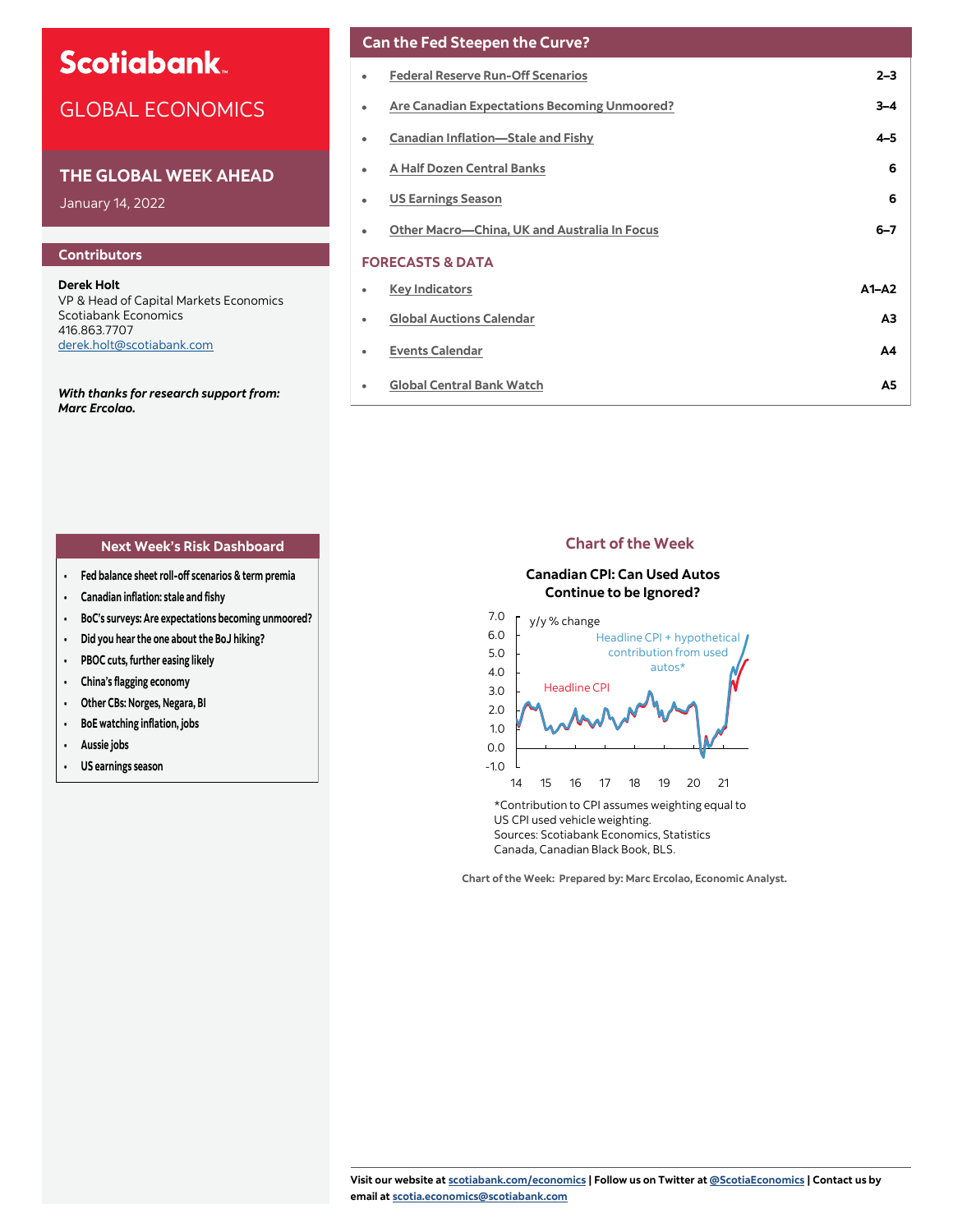# Scotiabank

## GLOBAL ECONOMICS

## THE GLOBAL WEEK AHEAD

January 14, 2022

### Contributors

**Derek Holt**
VP & Head of Capital Markets Economics
Scotiabank Economics
416.863.7707
derek.holt@scotiabank.com

***With thanks for research support from: Marc Ercolao.***

## Can the Fed Steepen the Curve?

| | |
|---|---|
| • Federal Reserve Run-Off Scenarios | 2–3 |
| • Are Canadian Expectations Becoming Unmoored? | 3–4 |
| • Canadian Inflation—Stale and Fishy | 4–5 |
| • A Half Dozen Central Banks | 6 |
| • US Earnings Season | 6 |
| • Other Macro—China, UK and Australia In Focus | 6–7 |

### FORECASTS & DATA

| | |
|---|---|
| • Key Indicators | A1–A2 |
| • Global Auctions Calendar | A3 |
| • Events Calendar | A4 |
| • Global Central Bank Watch | A5 |

### Next Week's Risk Dashboard

- Fed balance sheet roll-off scenarios & term premia
- Canadian inflation: stale and fishy
- BoC's surveys: Are expectations becoming unmoored?
- Did you hear the one about the BoJ hiking?
- PBOC cuts, further easing likely
- China's flagging economy
- Other CBs: Norges, Negara, BI
- BoE watching inflation, jobs
- Aussie jobs
- US earnings season

### Chart of the Week

**Canadian CPI: Can Used Autos Continue to be Ignored?**

*Contribution to CPI assumes weighting equal to US CPI used vehicle weighting.
Sources: Scotiabank Economics, Statistics Canada, Canadian Black Book, BLS.

Chart of the Week: Prepared by: Marc Ercolao, Economic Analyst.

Visit our website at scotiabank.com/economics | Follow us on Twitter at @ScotiaEconomics | Contact us by email at scotia.economics@scotiabank.com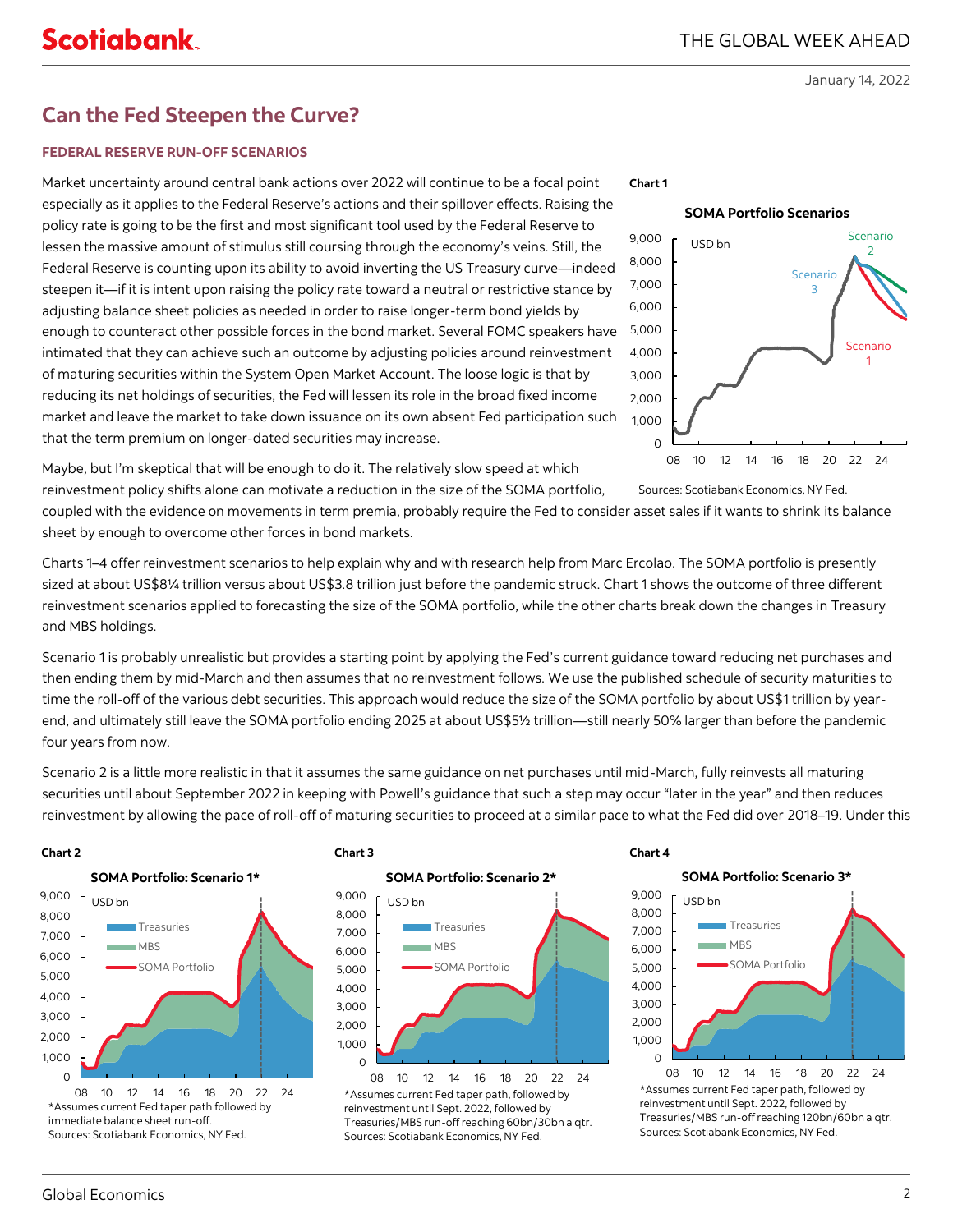# Can the Fed Steepen the Curve?

### FEDERAL RESERVE RUN-OFF SCENARIOS

Market uncertainty around central bank actions over 2022 will continue to be a focal point especially as it applies to the Federal Reserve's actions and their spillover effects. Raising the policy rate is going to be the first and most significant tool used by the Federal Reserve to lessen the massive amount of stimulus still coursing through the economy's veins. Still, the Federal Reserve is counting upon its ability to avoid inverting the US Treasury curve—indeed steepen it—if it is intent upon raising the policy rate toward a neutral or restrictive stance by adjusting balance sheet policies as needed in order to raise longer-term bond yields by enough to counteract other possible forces in the bond market. Several FOMC speakers have intimated that they can achieve such an outcome by adjusting policies around reinvestment of maturing securities within the System Open Market Account. The loose logic is that by reducing its net holdings of securities, the Fed will lessen its role in the broad fixed income market and leave the market to take down issuance on its own absent Fed participation such that the term premium on longer-dated securities may increase.

**Chart 1**

**SOMA Portfolio Scenarios**

Sources: Scotiabank Economics, NY Fed.

Maybe, but I'm skeptical that will be enough to do it. The relatively slow speed at which reinvestment policy shifts alone can motivate a reduction in the size of the SOMA portfolio, coupled with the evidence on movements in term premia, probably require the Fed to consider asset sales if it wants to shrink its balance sheet by enough to overcome other forces in bond markets.

Charts 1–4 offer reinvestment scenarios to help explain why and with research help from Marc Ercolao. The SOMA portfolio is presently sized at about US$8¼ trillion versus about US$3.8 trillion just before the pandemic struck. Chart 1 shows the outcome of three different reinvestment scenarios applied to forecasting the size of the SOMA portfolio, while the other charts break down the changes in Treasury and MBS holdings.

Scenario 1 is probably unrealistic but provides a starting point by applying the Fed's current guidance toward reducing net purchases and then ending them by mid-March and then assumes that no reinvestment follows. We use the published schedule of security maturities to time the roll-off of the various debt securities. This approach would reduce the size of the SOMA portfolio by about US$1 trillion by year-end, and ultimately still leave the SOMA portfolio ending 2025 at about US$5½ trillion—still nearly 50% larger than before the pandemic four years from now.

Scenario 2 is a little more realistic in that it assumes the same guidance on net purchases until mid-March, fully reinvests all maturing securities until about September 2022 in keeping with Powell's guidance that such a step may occur "later in the year" and then reduces reinvestment by allowing the pace of roll-off of maturing securities to proceed at a similar pace to what the Fed did over 2018–19. Under this

**Chart 2**

**SOMA Portfolio: Scenario 1***

*Assumes current Fed taper path followed by immediate balance sheet run-off.
Sources: Scotiabank Economics, NY Fed.

**Chart 3**

**SOMA Portfolio: Scenario 2***

*Assumes current Fed taper path, followed by reinvestment until Sept. 2022, followed by Treasuries/MBS run-off reaching 60bn/30bn a qtr.
Sources: Scotiabank Economics, NY Fed.

**Chart 4**

**SOMA Portfolio: Scenario 3***

*Assumes current Fed taper path, followed by reinvestment until Sept. 2022, followed by Treasuries/MBS run-off reaching 120bn/60bn a qtr.
Sources: Scotiabank Economics, NY Fed.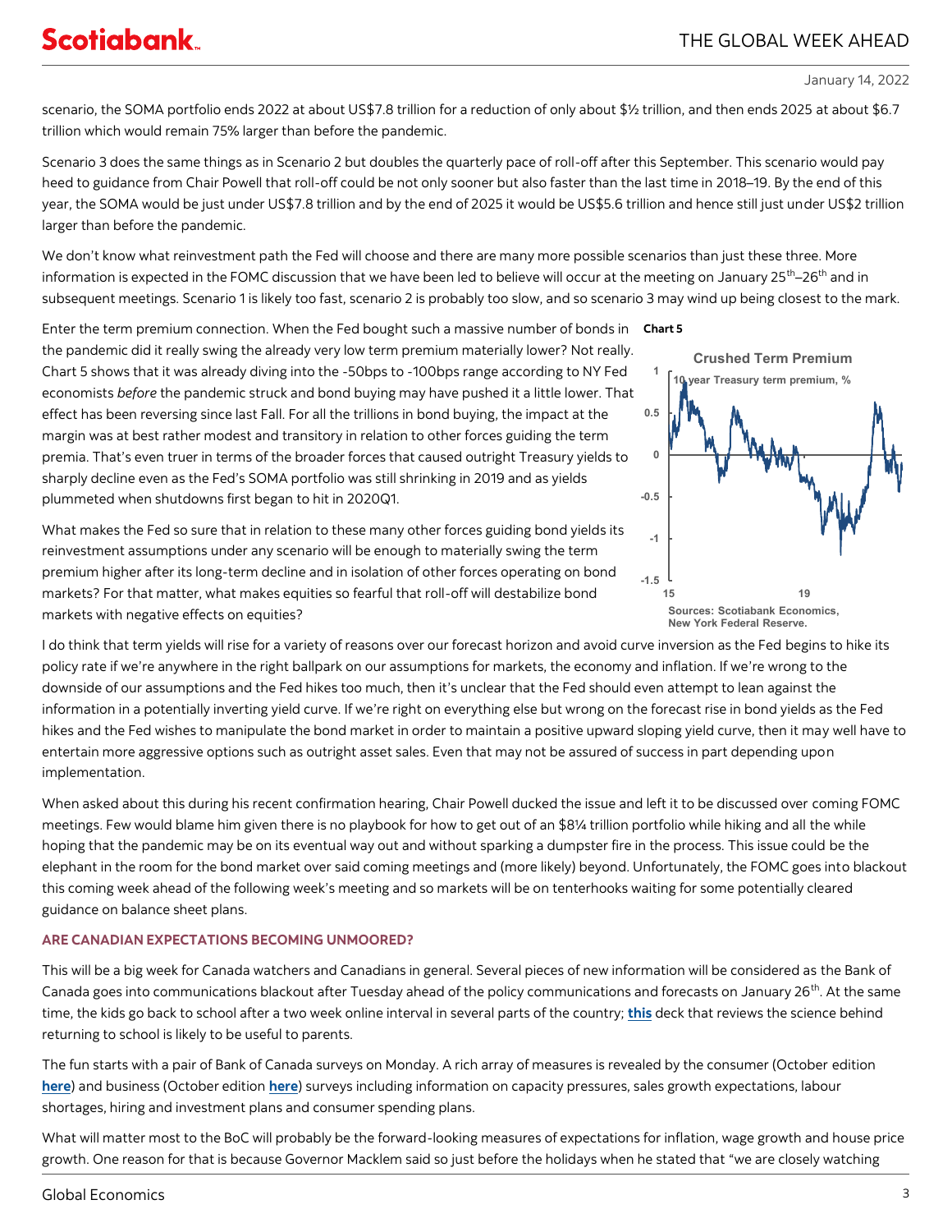scenario, the SOMA portfolio ends 2022 at about US$7.8 trillion for a reduction of only about $½ trillion, and then ends 2025 at about $6.7 trillion which would remain 75% larger than before the pandemic.

Scenario 3 does the same things as in Scenario 2 but doubles the quarterly pace of roll-off after this September. This scenario would pay heed to guidance from Chair Powell that roll-off could be not only sooner but also faster than the last time in 2018–19. By the end of this year, the SOMA would be just under US$7.8 trillion and by the end of 2025 it would be US$5.6 trillion and hence still just under US$2 trillion larger than before the pandemic.

We don't know what reinvestment path the Fed will choose and there are many more possible scenarios than just these three. More information is expected in the FOMC discussion that we have been led to believe will occur at the meeting on January 25th–26th and in subsequent meetings. Scenario 1 is likely too fast, scenario 2 is probably too slow, and so scenario 3 may wind up being closest to the mark.

Enter the term premium connection. When the Fed bought such a massive number of bonds in the pandemic did it really swing the already very low term premium materially lower? Not really. Chart 5 shows that it was already diving into the -50bps to -100bps range according to NY Fed economists *before* the pandemic struck and bond buying may have pushed it a little lower. That effect has been reversing since last Fall. For all the trillions in bond buying, the impact at the margin was at best rather modest and transitory in relation to other forces guiding the term premia. That's even truer in terms of the broader forces that caused outright Treasury yields to sharply decline even as the Fed's SOMA portfolio was still shrinking in 2019 and as yields plummeted when shutdowns first began to hit in 2020Q1.

**Chart 5**

Crushed Term Premium

10 year Treasury term premium, %

Sources: Scotiabank Economics, New York Federal Reserve.

What makes the Fed so sure that in relation to these many other forces guiding bond yields its reinvestment assumptions under any scenario will be enough to materially swing the term premium higher after its long-term decline and in isolation of other forces operating on bond markets? For that matter, what makes equities so fearful that roll-off will destabilize bond markets with negative effects on equities?

I do think that term yields will rise for a variety of reasons over our forecast horizon and avoid curve inversion as the Fed begins to hike its policy rate if we're anywhere in the right ballpark on our assumptions for markets, the economy and inflation. If we're wrong to the downside of our assumptions and the Fed hikes too much, then it's unclear that the Fed should even attempt to lean against the information in a potentially inverting yield curve. If we're right on everything else but wrong on the forecast rise in bond yields as the Fed hikes and the Fed wishes to manipulate the bond market in order to maintain a positive upward sloping yield curve, then it may well have to entertain more aggressive options such as outright asset sales. Even that may not be assured of success in part depending upon implementation.

When asked about this during his recent confirmation hearing, Chair Powell ducked the issue and left it to be discussed over coming FOMC meetings. Few would blame him given there is no playbook for how to get out of an $8¼ trillion portfolio while hiking and all the while hoping that the pandemic may be on its eventual way out and without sparking a dumpster fire in the process. This issue could be the elephant in the room for the bond market over said coming meetings and (more likely) beyond. Unfortunately, the FOMC goes into blackout this coming week ahead of the following week's meeting and so markets will be on tenterhooks waiting for some potentially cleared guidance on balance sheet plans.

## ARE CANADIAN EXPECTATIONS BECOMING UNMOORED?

This will be a big week for Canada watchers and Canadians in general. Several pieces of new information will be considered as the Bank of Canada goes into communications blackout after Tuesday ahead of the policy communications and forecasts on January 26th. At the same time, the kids go back to school after a two week online interval in several parts of the country; **this** deck that reviews the science behind returning to school is likely to be useful to parents.

The fun starts with a pair of Bank of Canada surveys on Monday. A rich array of measures is revealed by the consumer (October edition **here**) and business (October edition **here**) surveys including information on capacity pressures, sales growth expectations, labour shortages, hiring and investment plans and consumer spending plans.

What will matter most to the BoC will probably be the forward-looking measures of expectations for inflation, wage growth and house price growth. One reason for that is because Governor Macklem said so just before the holidays when he stated that "we are closely watching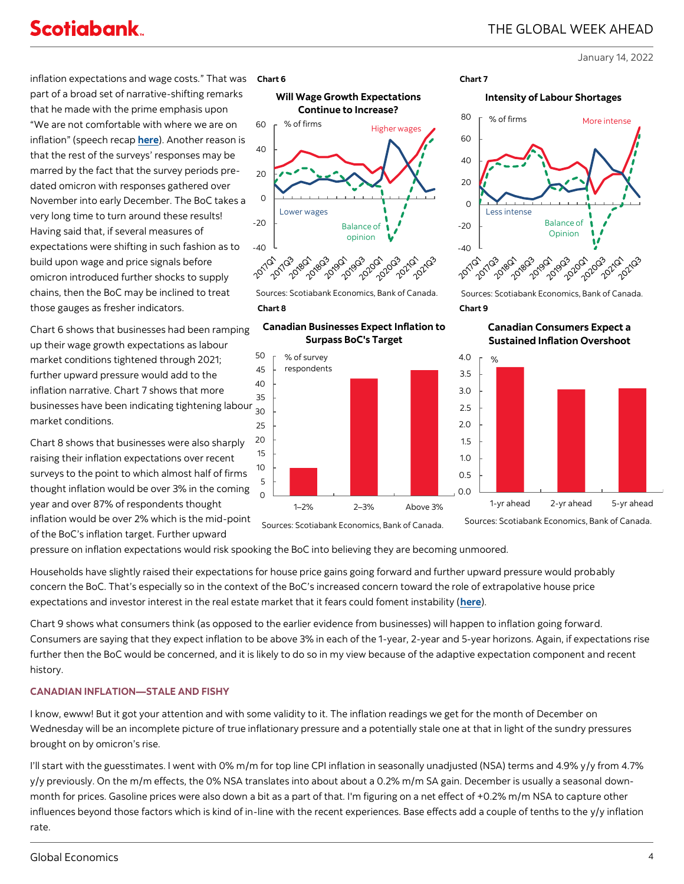inflation expectations and wage costs." That was part of a broad set of narrative-shifting remarks that he made with the prime emphasis upon "We are not comfortable with where we are on inflation" (speech recap **here**). Another reason is that the rest of the surveys' responses may be marred by the fact that the survey periods pre-dated omicron with responses gathered over November into early December. The BoC takes a very long time to turn around these results! Having said that, if several measures of expectations were shifting in such fashion as to build upon wage and price signals before omicron introduced further shocks to supply chains, then the BoC may be inclined to treat those gauges as fresher indicators.

Chart 6 shows that businesses had been ramping up their wage growth expectations as labour market conditions tightened through 2021; further upward pressure would add to the inflation narrative. Chart 7 shows that more businesses have been indicating tightening labour market conditions.

Chart 8 shows that businesses were also sharply raising their inflation expectations over recent surveys to the point to which almost half of firms thought inflation would be over 3% in the coming year and over 87% of respondents thought inflation would be over 2% which is the mid-point of the BoC's inflation target. Further upward pressure on inflation expectations would risk spooking the BoC into believing they are becoming unmoored.

**Chart 6**

**Will Wage Growth Expectations Continue to Increase?**

Sources: Scotiabank Economics, Bank of Canada.

**Chart 7**

**Intensity of Labour Shortages**

Sources: Scotiabank Economics, Bank of Canada.

**Chart 8**

**Canadian Businesses Expect Inflation to Surpass BoC's Target**

Sources: Scotiabank Economics, Bank of Canada.

**Chart 9**

**Canadian Consumers Expect a Sustained Inflation Overshoot**

Sources: Scotiabank Economics, Bank of Canada.

Households have slightly raised their expectations for house price gains going forward and further upward pressure would probably concern the BoC. That's especially so in the context of the BoC's increased concern toward the role of extrapolative house price expectations and investor interest in the real estate market that it fears could foment instability (**here**).

Chart 9 shows what consumers think (as opposed to the earlier evidence from businesses) will happen to inflation going forward. Consumers are saying that they expect inflation to be above 3% in each of the 1-year, 2-year and 5-year horizons. Again, if expectations rise further then the BoC would be concerned, and it is likely to do so in my view because of the adaptive expectation component and recent history.

## CANADIAN INFLATION—STALE AND FISHY

I know, ewww! But it got your attention and with some validity to it. The inflation readings we get for the month of December on Wednesday will be an incomplete picture of true inflationary pressure and a potentially stale one at that in light of the sundry pressures brought on by omicron's rise.

I'll start with the guesstimates. I went with 0% m/m for top line CPI inflation in seasonally unadjusted (NSA) terms and 4.9% y/y from 4.7% y/y previously. On the m/m effects, the 0% NSA translates into about about a 0.2% m/m SA gain. December is usually a seasonal down-month for prices. Gasoline prices were also down a bit as a part of that. I'm figuring on a net effect of +0.2% m/m NSA to capture other influences beyond those factors which is kind of in-line with the recent experiences. Base effects add a couple of tenths to the y/y inflation rate.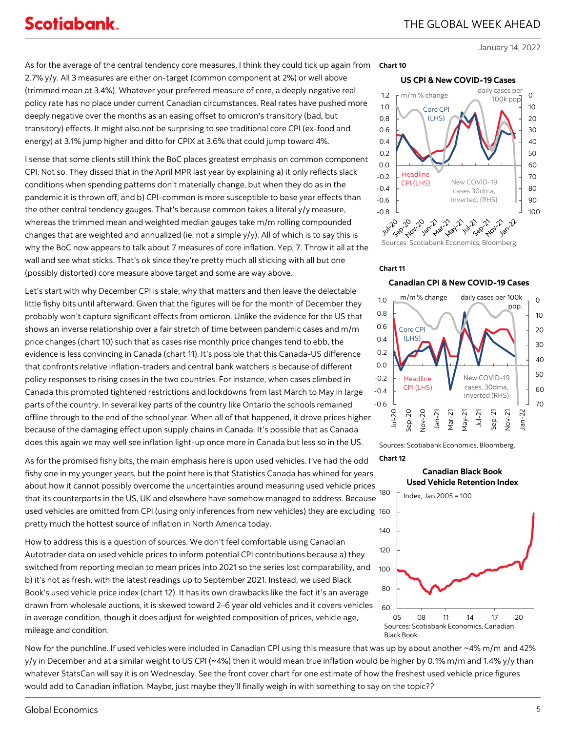As for the average of the central tendency core measures, I think they could tick up again from 2.7% y/y. All 3 measures are either on-target (common component at 2%) or well above (trimmed mean at 3.4%). Whatever your preferred measure of core, a deeply negative real policy rate has no place under current Canadian circumstances. Real rates have pushed more deeply negative over the months as an easing offset to omicron's transitory (bad, but transitory) effects. It might also not be surprising to see traditional core CPI (ex-food and energy) at 3.1% jump higher and ditto for CPIX at 3.6% that could jump toward 4%.

I sense that some clients still think the BoC places greatest emphasis on common component CPI. Not so. They dissed that in the April MPR last year by explaining a) it only reflects slack conditions when spending patterns don't materially change, but when they do as in the pandemic it is thrown off, and b) CPI-common is more susceptible to base year effects than the other central tendency gauges. That's because common takes a literal y/y measure, whereas the trimmed mean and weighted median gauges take m/m rolling compounded changes that are weighted and annualized (ie: not a simple y/y). All of which is to say this is why the BoC now appears to talk about 7 measures of core inflation. Yep, 7. Throw it all at the wall and see what sticks. That's ok since they're pretty much all sticking with all but one (possibly distorted) core measure above target and some are way above.

Let's start with why December CPI is stale, why that matters and then leave the delectable little fishy bits until afterward. Given that the figures will be for the month of December they probably won't capture significant effects from omicron. Unlike the evidence for the US that shows an inverse relationship over a fair stretch of time between pandemic cases and m/m price changes (chart 10) such that as cases rise monthly price changes tend to ebb, the evidence is less convincing in Canada (chart 11). It's possible that this Canada-US difference that confronts relative inflation-traders and central bank watchers is because of different policy responses to rising cases in the two countries. For instance, when cases climbed in Canada this prompted tightened restrictions and lockdowns from last March to May in large parts of the country. In several key parts of the country like Ontario the schools remained offline through to the end of the school year. When all of that happened, it drove prices higher because of the damaging effect upon supply chains in Canada. It's possible that as Canada does this again we may well see inflation light-up once more in Canada but less so in the US.

As for the promised fishy bits, the main emphasis here is upon used vehicles. I've had the odd fishy one in my younger years, but the point here is that Statistics Canada has whined for years about how it cannot possibly overcome the uncertainties around measuring used vehicle prices that its counterparts in the US, UK and elsewhere have somehow managed to address. Because used vehicles are omitted from CPI (using only inferences from new vehicles) they are excluding pretty much the hottest source of inflation in North America today.

How to address this is a question of sources. We don't feel comfortable using Canadian Autotrader data on used vehicle prices to inform potential CPI contributions because a) they switched from reporting median to mean prices into 2021 so the series lost comparability, and b) it's not as fresh, with the latest readings up to September 2021. Instead, we used Black Book's used vehicle price index (chart 12). It has its own drawbacks like the fact it's an average drawn from wholesale auctions, it is skewed toward 2–6 year old vehicles and it covers vehicles in average condition, though it does adjust for weighted composition of prices, vehicle age, mileage and condition.

**Chart 10**

US CPI & New COVID-19 Cases

Sources: Scotiabank Economics, Bloomberg.

**Chart 11**

Canadian CPI & New COVID-19 Cases

Sources: Scotiabank Economics, Bloomberg.

**Chart 12**

Canadian Black Book Used Vehicle Retention Index

Sources: Scotiabank Economics, Canadian Black Book.

Now for the punchline. If used vehicles were included in Canadian CPI using this measure that was up by about another ~4% m/m and 42% y/y in December and at a similar weight to US CPI (~4%) then it would mean true inflation would be higher by 0.1% m/m and 1.4% y/y than whatever StatsCan will say it is on Wednesday. See the front cover chart for one estimate of how the freshest used vehicle price figures would add to Canadian inflation. Maybe, just maybe they'll finally weigh in with something to say on the topic??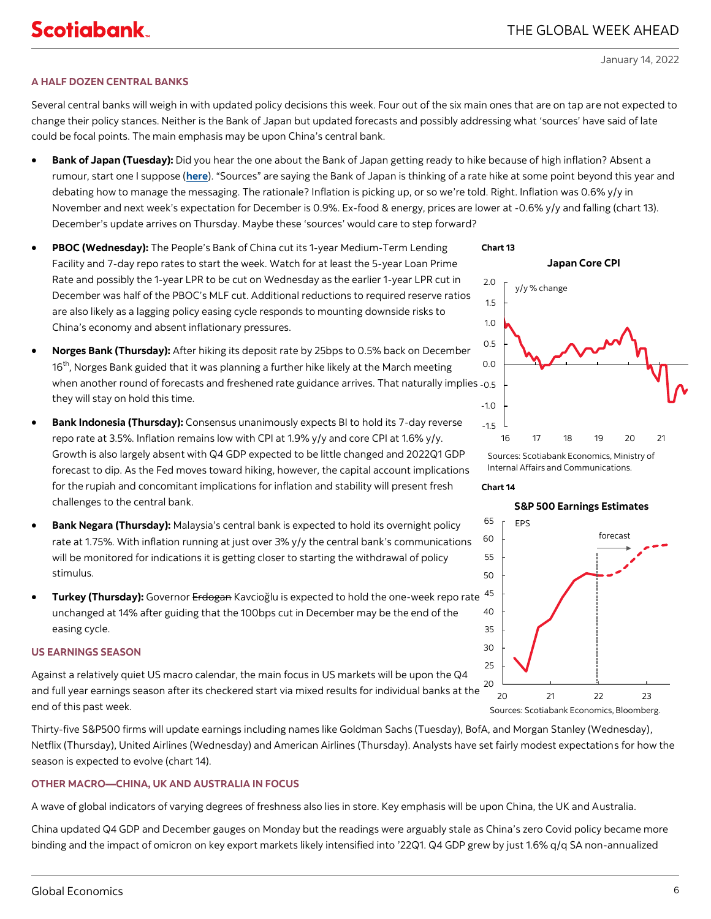## A HALF DOZEN CENTRAL BANKS

Several central banks will weigh in with updated policy decisions this week. Four out of the six main ones that are on tap are not expected to change their policy stances. Neither is the Bank of Japan but updated forecasts and possibly addressing what 'sources' have said of late could be focal points. The main emphasis may be upon China's central bank.

- **Bank of Japan (Tuesday):** Did you hear the one about the Bank of Japan getting ready to hike because of high inflation? Absent a rumour, start one I suppose (**here**). "Sources" are saying the Bank of Japan is thinking of a rate hike at some point beyond this year and debating how to manage the messaging. The rationale? Inflation is picking up, or so we're told. Right. Inflation was 0.6% y/y in November and next week's expectation for December is 0.9%. Ex-food & energy, prices are lower at -0.6% y/y and falling (chart 13). December's update arrives on Thursday. Maybe these 'sources' would care to step forward?

- **PBOC (Wednesday):** The People's Bank of China cut its 1-year Medium-Term Lending Facility and 7-day repo rates to start the week. Watch for at least the 5-year Loan Prime Rate and possibly the 1-year LPR to be cut on Wednesday as the earlier 1-year LPR cut in December was half of the PBOC's MLF cut. Additional reductions to required reserve ratios are also likely as a lagging policy easing cycle responds to mounting downside risks to China's economy and absent inflationary pressures.

- **Norges Bank (Thursday):** After hiking its deposit rate by 25bps to 0.5% back on December 16th, Norges Bank guided that it was planning a further hike likely at the March meeting when another round of forecasts and freshened rate guidance arrives. That naturally implies they will stay on hold this time.

- **Bank Indonesia (Thursday):** Consensus unanimously expects BI to hold its 7-day reverse repo rate at 3.5%. Inflation remains low with CPI at 1.9% y/y and core CPI at 1.6% y/y. Growth is also largely absent with Q4 GDP expected to be little changed and 2022Q1 GDP forecast to dip. As the Fed moves toward hiking, however, the capital account implications for the rupiah and concomitant implications for inflation and stability will present fresh challenges to the central bank.

- **Bank Negara (Thursday):** Malaysia's central bank is expected to hold its overnight policy rate at 1.75%. With inflation running at just over 3% y/y the central bank's communications will be monitored for indications it is getting closer to starting the withdrawal of policy stimulus.

- **Turkey (Thursday):** Governor ~~Erdogan~~ Kavcioğlu is expected to hold the one-week repo rate unchanged at 14% after guiding that the 100bps cut in December may be the end of the easing cycle.

**Chart 13**

**Japan Core CPI**

Sources: Scotiabank Economics, Ministry of Internal Affairs and Communications.

**Chart 14**

**S&P 500 Earnings Estimates**

Sources: Scotiabank Economics, Bloomberg.

## US EARNINGS SEASON

Against a relatively quiet US macro calendar, the main focus in US markets will be upon the Q4 and full year earnings season after its checkered start via mixed results for individual banks at the end of this past week.

Thirty-five S&P500 firms will update earnings including names like Goldman Sachs (Tuesday), BofA, and Morgan Stanley (Wednesday), Netflix (Thursday), United Airlines (Wednesday) and American Airlines (Thursday). Analysts have set fairly modest expectations for how the season is expected to evolve (chart 14).

## OTHER MACRO—CHINA, UK AND AUSTRALIA IN FOCUS

A wave of global indicators of varying degrees of freshness also lies in store. Key emphasis will be upon China, the UK and Australia.

China updated Q4 GDP and December gauges on Monday but the readings were arguably stale as China's zero Covid policy became more binding and the impact of omicron on key export markets likely intensified into '22Q1. Q4 GDP grew by just 1.6% q/q SA non-annualized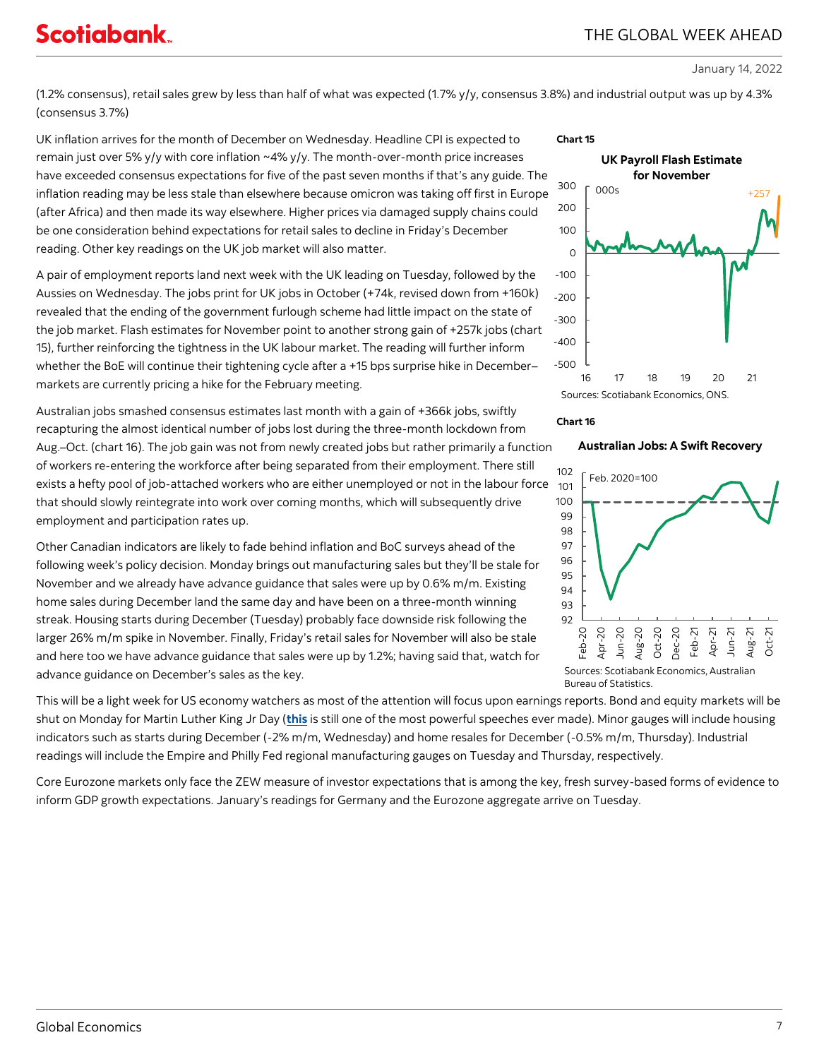(1.2% consensus), retail sales grew by less than half of what was expected (1.7% y/y, consensus 3.8%) and industrial output was up by 4.3% (consensus 3.7%)

UK inflation arrives for the month of December on Wednesday. Headline CPI is expected to remain just over 5% y/y with core inflation ~4% y/y. The month-over-month price increases have exceeded consensus expectations for five of the past seven months if that's any guide. The inflation reading may be less stale than elsewhere because omicron was taking off first in Europe (after Africa) and then made its way elsewhere. Higher prices via damaged supply chains could be one consideration behind expectations for retail sales to decline in Friday's December reading. Other key readings on the UK job market will also matter.

A pair of employment reports land next week with the UK leading on Tuesday, followed by the Aussies on Wednesday. The jobs print for UK jobs in October (+74k, revised down from +160k) revealed that the ending of the government furlough scheme had little impact on the state of the job market. Flash estimates for November point to another strong gain of +257k jobs (chart 15), further reinforcing the tightness in the UK labour market. The reading will further inform whether the BoE will continue their tightening cycle after a +15 bps surprise hike in December–markets are currently pricing a hike for the February meeting.

Australian jobs smashed consensus estimates last month with a gain of +366k jobs, swiftly recapturing the almost identical number of jobs lost during the three-month lockdown from Aug.–Oct. (chart 16). The job gain was not from newly created jobs but rather primarily a function of workers re-entering the workforce after being separated from their employment. There still exists a hefty pool of job-attached workers who are either unemployed or not in the labour force that should slowly reintegrate into work over coming months, which will subsequently drive employment and participation rates up.

Other Canadian indicators are likely to fade behind inflation and BoC surveys ahead of the following week's policy decision. Monday brings out manufacturing sales but they'll be stale for November and we already have advance guidance that sales were up by 0.6% m/m. Existing home sales during December land the same day and have been on a three-month winning streak. Housing starts during December (Tuesday) probably face downside risk following the larger 26% m/m spike in November. Finally, Friday's retail sales for November will also be stale and here too we have advance guidance that sales were up by 1.2%; having said that, watch for advance guidance on December's sales as the key.

**Chart 15**

**UK Payroll Flash Estimate for November**

Sources: Scotiabank Economics, ONS.

**Chart 16**

**Australian Jobs: A Swift Recovery**

Sources: Scotiabank Economics, Australian Bureau of Statistics.

This will be a light week for US economy watchers as most of the attention will focus upon earnings reports. Bond and equity markets will be shut on Monday for Martin Luther King Jr Day (**this** is still one of the most powerful speeches ever made). Minor gauges will include housing indicators such as starts during December (-2% m/m, Wednesday) and home resales for December (-0.5% m/m, Thursday). Industrial readings will include the Empire and Philly Fed regional manufacturing gauges on Tuesday and Thursday, respectively.

Core Eurozone markets only face the ZEW measure of investor expectations that is among the key, fresh survey-based forms of evidence to inform GDP growth expectations. January's readings for Germany and the Eurozone aggregate arrive on Tuesday.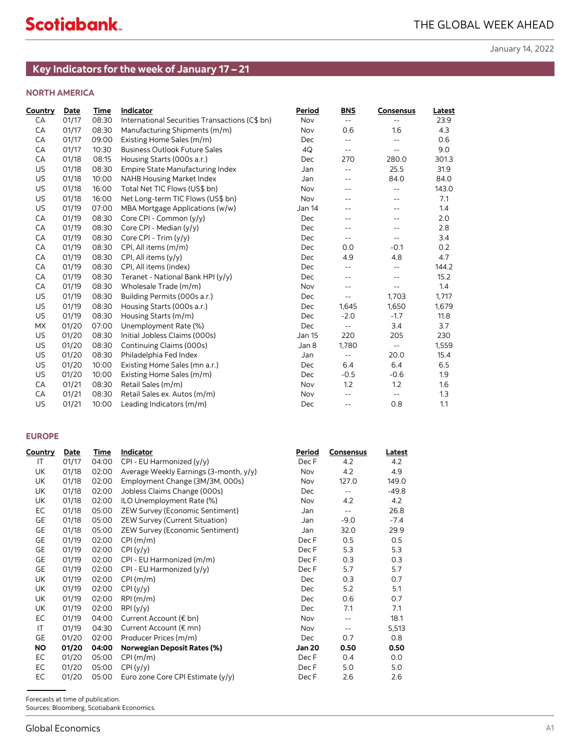January 14, 2022

## Key Indicators for the week of January 17 – 21

### NORTH AMERICA

| Country | Date | Time | Indicator | Period | BNS | Consensus | Latest |
|---|---|---|---|---|---|---|---|
| CA | 01/17 | 08:30 | International Securities Transactions (C$ bn) | Nov | -- | -- | 23.9 |
| CA | 01/17 | 08:30 | Manufacturing Shipments (m/m) | Nov | 0.6 | 1.6 | 4.3 |
| CA | 01/17 | 09:00 | Existing Home Sales (m/m) | Dec | -- | -- | 0.6 |
| CA | 01/17 | 10:30 | Business Outlook Future Sales | 4Q | -- | -- | 9.0 |
| CA | 01/18 | 08:15 | Housing Starts (000s a.r.) | Dec | 270 | 280.0 | 301.3 |
| US | 01/18 | 08:30 | Empire State Manufacturing Index | Jan | -- | 25.5 | 31.9 |
| US | 01/18 | 10:00 | NAHB Housing Market Index | Jan | -- | 84.0 | 84.0 |
| US | 01/18 | 16:00 | Total Net TIC Flows (US$ bn) | Nov | -- | -- | 143.0 |
| US | 01/18 | 16:00 | Net Long-term TIC Flows (US$ bn) | Nov | -- | -- | 7.1 |
| US | 01/19 | 07:00 | MBA Mortgage Applications (w/w) | Jan 14 | -- | -- | 1.4 |
| CA | 01/19 | 08:30 | Core CPI - Common (y/y) | Dec | -- | -- | 2.0 |
| CA | 01/19 | 08:30 | Core CPI - Median (y/y) | Dec | -- | -- | 2.8 |
| CA | 01/19 | 08:30 | Core CPI - Trim (y/y) | Dec | -- | -- | 3.4 |
| CA | 01/19 | 08:30 | CPI, All items (m/m) | Dec | 0.0 | -0.1 | 0.2 |
| CA | 01/19 | 08:30 | CPI, All items (y/y) | Dec | 4.9 | 4.8 | 4.7 |
| CA | 01/19 | 08:30 | CPI, All items (index) | Dec | -- | -- | 144.2 |
| CA | 01/19 | 08:30 | Teranet - National Bank HPI (y/y) | Dec | -- | -- | 15.2 |
| CA | 01/19 | 08:30 | Wholesale Trade (m/m) | Nov | -- | -- | 1.4 |
| US | 01/19 | 08:30 | Building Permits (000s a.r.) | Dec | -- | 1,703 | 1,717 |
| US | 01/19 | 08:30 | Housing Starts (000s a.r.) | Dec | 1,645 | 1,650 | 1,679 |
| US | 01/19 | 08:30 | Housing Starts (m/m) | Dec | -2.0 | -1.7 | 11.8 |
| MX | 01/20 | 07:00 | Unemployment Rate (%) | Dec | -- | 3.4 | 3.7 |
| US | 01/20 | 08:30 | Initial Jobless Claims (000s) | Jan 15 | 220 | 205 | 230 |
| US | 01/20 | 08:30 | Continuing Claims (000s) | Jan 8 | 1,780 | -- | 1,559 |
| US | 01/20 | 08:30 | Philadelphia Fed Index | Jan | -- | 20.0 | 15.4 |
| US | 01/20 | 10:00 | Existing Home Sales (mn a.r.) | Dec | 6.4 | 6.4 | 6.5 |
| US | 01/20 | 10:00 | Existing Home Sales (m/m) | Dec | -0.5 | -0.6 | 1.9 |
| CA | 01/21 | 08:30 | Retail Sales (m/m) | Nov | 1.2 | 1.2 | 1.6 |
| CA | 01/21 | 08:30 | Retail Sales ex. Autos (m/m) | Nov | -- | -- | 1.3 |
| US | 01/21 | 10:00 | Leading Indicators (m/m) | Dec | -- | 0.8 | 1.1 |

### EUROPE

| Country | Date | Time | Indicator | Period | Consensus | Latest |
|---|---|---|---|---|---|---|
| IT | 01/17 | 04:00 | CPI - EU Harmonized (y/y) | Dec F | 4.2 | 4.2 |
| UK | 01/18 | 02:00 | Average Weekly Earnings (3-month, y/y) | Nov | 4.2 | 4.9 |
| UK | 01/18 | 02:00 | Employment Change (3M/3M, 000s) | Nov | 127.0 | 149.0 |
| UK | 01/18 | 02:00 | Jobless Claims Change (000s) | Dec | -- | -49.8 |
| UK | 01/18 | 02:00 | ILO Unemployment Rate (%) | Nov | 4.2 | 4.2 |
| EC | 01/18 | 05:00 | ZEW Survey (Economic Sentiment) | Jan | -- | 26.8 |
| GE | 01/18 | 05:00 | ZEW Survey (Current Situation) | Jan | -9.0 | -7.4 |
| GE | 01/18 | 05:00 | ZEW Survey (Economic Sentiment) | Jan | 32.0 | 29.9 |
| GE | 01/19 | 02:00 | CPI (m/m) | Dec F | 0.5 | 0.5 |
| GE | 01/19 | 02:00 | CPI (y/y) | Dec F | 5.3 | 5.3 |
| GE | 01/19 | 02:00 | CPI - EU Harmonized (m/m) | Dec F | 0.3 | 0.3 |
| GE | 01/19 | 02:00 | CPI - EU Harmonized (y/y) | Dec F | 5.7 | 5.7 |
| UK | 01/19 | 02:00 | CPI (m/m) | Dec | 0.3 | 0.7 |
| UK | 01/19 | 02:00 | CPI (y/y) | Dec | 5.2 | 5.1 |
| UK | 01/19 | 02:00 | RPI (m/m) | Dec | 0.6 | 0.7 |
| UK | 01/19 | 02:00 | RPI (y/y) | Dec | 7.1 | 7.1 |
| EC | 01/19 | 04:00 | Current Account (€ bn) | Nov | -- | 18.1 |
| IT | 01/19 | 04:30 | Current Account (€ mn) | Nov | -- | 5,513 |
| GE | 01/20 | 02:00 | Producer Prices (m/m) | Dec | 0.7 | 0.8 |
| **NO** | **01/20** | **04:00** | **Norwegian Deposit Rates (%)** | **Jan 20** | **0.50** | **0.50** |
| EC | 01/20 | 05:00 | CPI (m/m) | Dec F | 0.4 | 0.0 |
| EC | 01/20 | 05:00 | CPI (y/y) | Dec F | 5.0 | 5.0 |
| EC | 01/20 | 05:00 | Euro zone Core CPI Estimate (y/y) | Dec F | 2.6 | 2.6 |

Forecasts at time of publication.
Sources: Bloomberg, Scotiabank Economics.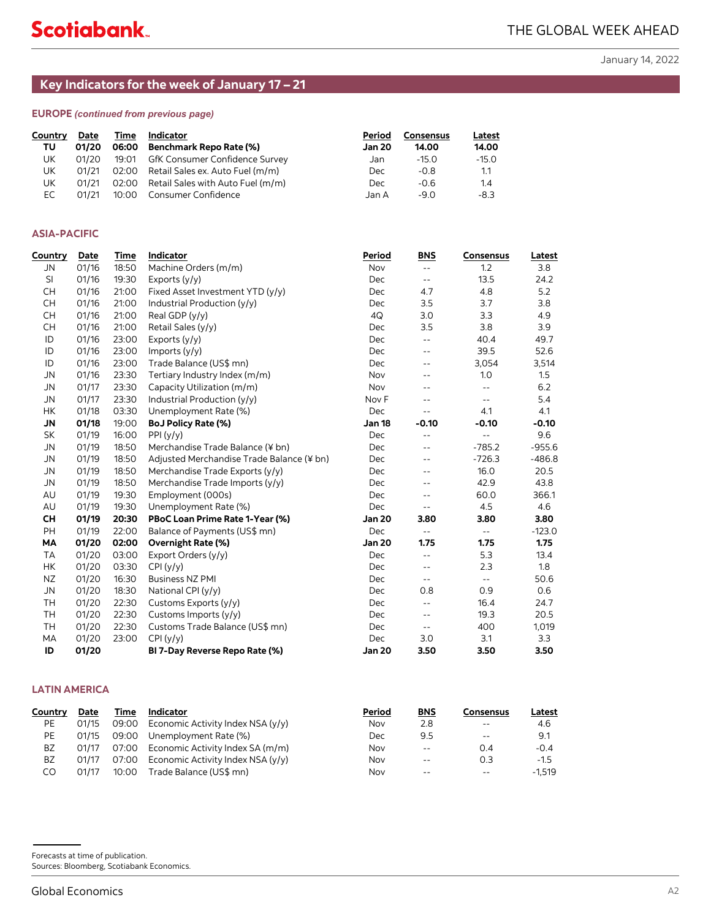## Key Indicators for the week of January 17 – 21

**EUROPE** *(continued from previous page)*

| Country | Date | Time | Indicator | Period | Consensus | Latest |
|---|---|---|---|---|---|---|
| **TU** | **01/20** | **06:00** | **Benchmark Repo Rate (%)** | **Jan 20** | **14.00** | **14.00** |
| UK | 01/20 | 19:01 | GfK Consumer Confidence Survey | Jan | -15.0 | -15.0 |
| UK | 01/21 | 02:00 | Retail Sales ex. Auto Fuel (m/m) | Dec | -0.8 | 1.1 |
| UK | 01/21 | 02:00 | Retail Sales with Auto Fuel (m/m) | Dec | -0.6 | 1.4 |
| EC | 01/21 | 10:00 | Consumer Confidence | Jan A | -9.0 | -8.3 |

**ASIA-PACIFIC**

| Country | Date | Time | Indicator | Period | BNS | Consensus | Latest |
|---|---|---|---|---|---|---|---|
| JN | 01/16 | 18:50 | Machine Orders (m/m) | Nov | -- | 1.2 | 3.8 |
| SI | 01/16 | 19:30 | Exports (y/y) | Dec | -- | 13.5 | 24.2 |
| CH | 01/16 | 21:00 | Fixed Asset Investment YTD (y/y) | Dec | 4.7 | 4.8 | 5.2 |
| CH | 01/16 | 21:00 | Industrial Production (y/y) | Dec | 3.5 | 3.7 | 3.8 |
| CH | 01/16 | 21:00 | Real GDP (y/y) | 4Q | 3.0 | 3.3 | 4.9 |
| CH | 01/16 | 21:00 | Retail Sales (y/y) | Dec | 3.5 | 3.8 | 3.9 |
| ID | 01/16 | 23:00 | Exports (y/y) | Dec | -- | 40.4 | 49.7 |
| ID | 01/16 | 23:00 | Imports (y/y) | Dec | -- | 39.5 | 52.6 |
| ID | 01/16 | 23:00 | Trade Balance (US$ mn) | Dec | -- | 3,054 | 3,514 |
| JN | 01/16 | 23:30 | Tertiary Industry Index (m/m) | Nov | -- | 1.0 | 1.5 |
| JN | 01/17 | 23:30 | Capacity Utilization (m/m) | Nov | -- | -- | 6.2 |
| JN | 01/17 | 23:30 | Industrial Production (y/y) | Nov F | -- | -- | 5.4 |
| HK | 01/18 | 03:30 | Unemployment Rate (%) | Dec | -- | 4.1 | 4.1 |
| **JN** | **01/18** | **19:00** | **BoJ Policy Rate (%)** | **Jan 18** | **-0.10** | **-0.10** | **-0.10** |
| SK | 01/19 | 16:00 | PPI (y/y) | Dec | -- | -- | 9.6 |
| JN | 01/19 | 18:50 | Merchandise Trade Balance (¥ bn) | Dec | -- | -785.2 | -955.6 |
| JN | 01/19 | 18:50 | Adjusted Merchandise Trade Balance (¥ bn) | Dec | -- | -726.3 | -486.8 |
| JN | 01/19 | 18:50 | Merchandise Trade Exports (y/y) | Dec | -- | 16.0 | 20.5 |
| JN | 01/19 | 18:50 | Merchandise Trade Imports (y/y) | Dec | -- | 42.9 | 43.8 |
| AU | 01/19 | 19:30 | Employment (000s) | Dec | -- | 60.0 | 366.1 |
| AU | 01/19 | 19:30 | Unemployment Rate (%) | Dec | -- | 4.5 | 4.6 |
| **CH** | **01/19** | **20:30** | **PBoC Loan Prime Rate 1-Year (%)** | **Jan 20** | **3.80** | **3.80** | **3.80** |
| PH | 01/19 | 22:00 | Balance of Payments (US$ mn) | Dec | -- | -- | -123.0 |
| **MA** | **01/20** | **02:00** | **Overnight Rate (%)** | **Jan 20** | **1.75** | **1.75** | **1.75** |
| TA | 01/20 | 03:00 | Export Orders (y/y) | Dec | -- | 5.3 | 13.4 |
| HK | 01/20 | 03:30 | CPI (y/y) | Dec | -- | 2.3 | 1.8 |
| NZ | 01/20 | 16:30 | Business NZ PMI | Dec | -- | -- | 50.6 |
| JN | 01/20 | 18:30 | National CPI (y/y) | Dec | 0.8 | 0.9 | 0.6 |
| TH | 01/20 | 22:30 | Customs Exports (y/y) | Dec | -- | 16.4 | 24.7 |
| TH | 01/20 | 22:30 | Customs Imports (y/y) | Dec | -- | 19.3 | 20.5 |
| TH | 01/20 | 22:30 | Customs Trade Balance (US$ mn) | Dec | -- | 400 | 1,019 |
| MA | 01/20 | 23:00 | CPI (y/y) | Dec | 3.0 | 3.1 | 3.3 |
| **ID** | **01/20** | | **BI 7-Day Reverse Repo Rate (%)** | **Jan 20** | **3.50** | **3.50** | **3.50** |

**LATIN AMERICA**

| Country | Date | Time | Indicator | Period | BNS | Consensus | Latest |
|---|---|---|---|---|---|---|---|
| PE | 01/15 | 09:00 | Economic Activity Index NSA (y/y) | Nov | 2.8 | -- | 4.6 |
| PE | 01/15 | 09:00 | Unemployment Rate (%) | Dec | 9.5 | -- | 9.1 |
| BZ | 01/17 | 07:00 | Economic Activity Index SA (m/m) | Nov | -- | 0.4 | -0.4 |
| BZ | 01/17 | 07:00 | Economic Activity Index NSA (y/y) | Nov | -- | 0.3 | -1.5 |
| CO | 01/17 | 10:00 | Trade Balance (US$ mn) | Nov | -- | -- | -1,519 |

Forecasts at time of publication.
Sources: Bloomberg, Scotiabank Economics.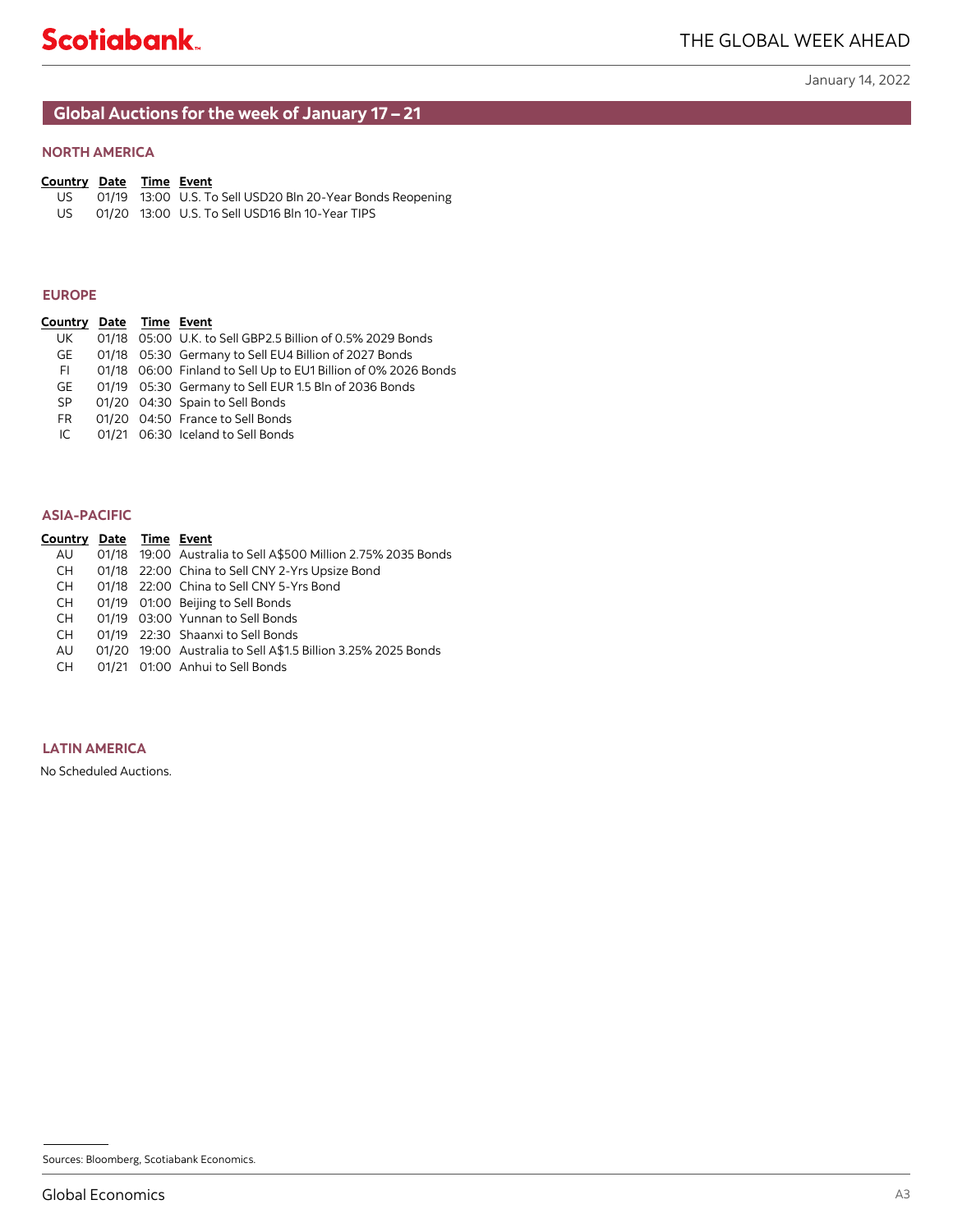January 14, 2022

## Global Auctions for the week of January 17 – 21

### NORTH AMERICA

| Country | Date | Time | Event |
|---|---|---|---|
| US | 01/19 | 13:00 | U.S. To Sell USD20 Bln 20-Year Bonds Reopening |
| US | 01/20 | 13:00 | U.S. To Sell USD16 Bln 10-Year TIPS |

### EUROPE

| Country | Date | Time | Event |
|---|---|---|---|
| UK | 01/18 | 05:00 | U.K. to Sell GBP2.5 Billion of 0.5% 2029 Bonds |
| GE | 01/18 | 05:30 | Germany to Sell EU4 Billion of 2027 Bonds |
| FI | 01/18 | 06:00 | Finland to Sell Up to EU1 Billion of 0% 2026 Bonds |
| GE | 01/19 | 05:30 | Germany to Sell EUR 1.5 Bln of 2036 Bonds |
| SP | 01/20 | 04:30 | Spain to Sell Bonds |
| FR | 01/20 | 04:50 | France to Sell Bonds |
| IC | 01/21 | 06:30 | Iceland to Sell Bonds |

### ASIA-PACIFIC

| Country | Date | Time | Event |
|---|---|---|---|
| AU | 01/18 | 19:00 | Australia to Sell A$500 Million 2.75% 2035 Bonds |
| CH | 01/18 | 22:00 | China to Sell CNY 2-Yrs Upsize Bond |
| CH | 01/18 | 22:00 | China to Sell CNY 5-Yrs Bond |
| CH | 01/19 | 01:00 | Beijing to Sell Bonds |
| CH | 01/19 | 03:00 | Yunnan to Sell Bonds |
| CH | 01/19 | 22:30 | Shaanxi to Sell Bonds |
| AU | 01/20 | 19:00 | Australia to Sell A$1.5 Billion 3.25% 2025 Bonds |
| CH | 01/21 | 01:00 | Anhui to Sell Bonds |

### LATIN AMERICA

No Scheduled Auctions.

Sources: Bloomberg, Scotiabank Economics.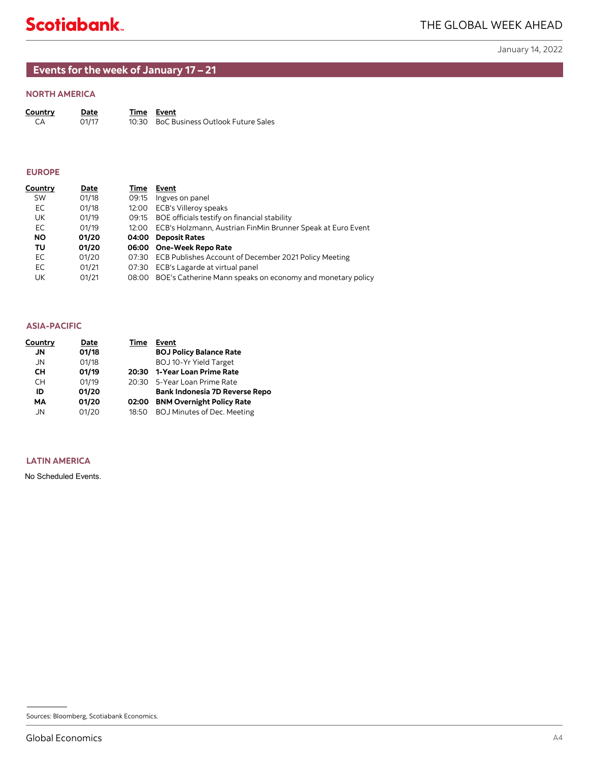January 14, 2022

## Events for the week of January 17 – 21

### NORTH AMERICA

| Country | Date | Time | Event |
|---|---|---|---|
| CA | 01/17 | 10:30 | BoC Business Outlook Future Sales |

### EUROPE

| Country | Date | Time | Event |
|---|---|---|---|
| SW | 01/18 | 09:15 | Ingves on panel |
| EC | 01/18 | 12:00 | ECB's Villeroy speaks |
| UK | 01/19 | 09:15 | BOE officials testify on financial stability |
| EC | 01/19 | 12:00 | ECB's Holzmann, Austrian FinMin Brunner Speak at Euro Event |
| **NO** | **01/20** | **04:00** | **Deposit Rates** |
| **TU** | **01/20** | **06:00** | **One-Week Repo Rate** |
| EC | 01/20 | 07:30 | ECB Publishes Account of December 2021 Policy Meeting |
| EC | 01/21 | 07:30 | ECB's Lagarde at virtual panel |
| UK | 01/21 | 08:00 | BOE's Catherine Mann speaks on economy and monetary policy |

### ASIA-PACIFIC

| Country | Date | Time | Event |
|---|---|---|---|
| **JN** | **01/18** | | **BOJ Policy Balance Rate** |
| JN | 01/18 | | BOJ 10-Yr Yield Target |
| **CH** | **01/19** | **20:30** | **1-Year Loan Prime Rate** |
| CH | 01/19 | 20:30 | 5-Year Loan Prime Rate |
| **ID** | **01/20** | | **Bank Indonesia 7D Reverse Repo** |
| **MA** | **01/20** | **02:00** | **BNM Overnight Policy Rate** |
| JN | 01/20 | 18:50 | BOJ Minutes of Dec. Meeting |

### LATIN AMERICA

No Scheduled Events.

Sources: Bloomberg, Scotiabank Economics.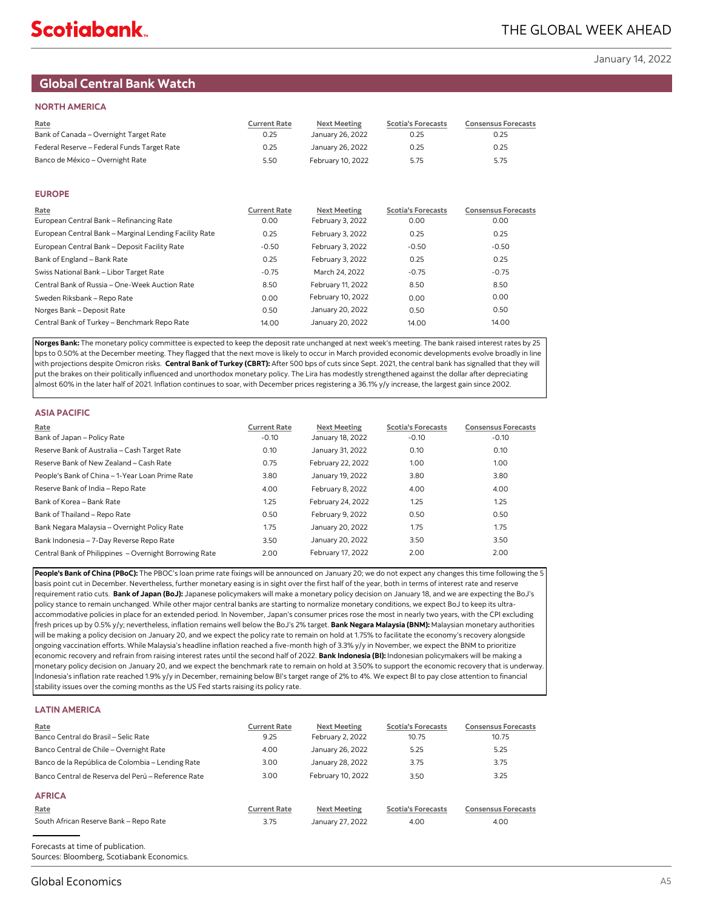## Global Central Bank Watch

### NORTH AMERICA

| Rate | Current Rate | Next Meeting | Scotia's Forecasts | Consensus Forecasts |
|---|---|---|---|---|
| Bank of Canada – Overnight Target Rate | 0.25 | January 26, 2022 | 0.25 | 0.25 |
| Federal Reserve – Federal Funds Target Rate | 0.25 | January 26, 2022 | 0.25 | 0.25 |
| Banco de México – Overnight Rate | 5.50 | February 10, 2022 | 5.75 | 5.75 |

### EUROPE

| Rate | Current Rate | Next Meeting | Scotia's Forecasts | Consensus Forecasts |
|---|---|---|---|---|
| European Central Bank – Refinancing Rate | 0.00 | February 3, 2022 | 0.00 | 0.00 |
| European Central Bank – Marginal Lending Facility Rate | 0.25 | February 3, 2022 | 0.25 | 0.25 |
| European Central Bank – Deposit Facility Rate | -0.50 | February 3, 2022 | -0.50 | -0.50 |
| Bank of England – Bank Rate | 0.25 | February 3, 2022 | 0.25 | 0.25 |
| Swiss National Bank – Libor Target Rate | -0.75 | March 24, 2022 | -0.75 | -0.75 |
| Central Bank of Russia – One-Week Auction Rate | 8.50 | February 11, 2022 | 8.50 | 8.50 |
| Sweden Riksbank – Repo Rate | 0.00 | February 10, 2022 | 0.00 | 0.00 |
| Norges Bank – Deposit Rate | 0.50 | January 20, 2022 | 0.50 | 0.50 |
| Central Bank of Turkey – Benchmark Repo Rate | 14.00 | January 20, 2022 | 14.00 | 14.00 |

**Norges Bank:** The monetary policy committee is expected to keep the deposit rate unchanged at next week's meeting. The bank raised interest rates by 25 bps to 0.50% at the December meeting. They flagged that the next move is likely to occur in March provided economic developments evolve broadly in line with projections despite Omicron risks. **Central Bank of Turkey (CBRT):** After 500 bps of cuts since Sept. 2021, the central bank has signalled that they will put the brakes on their politically influenced and unorthodox monetary policy. The Lira has modestly strengthened against the dollar after depreciating almost 60% in the later half of 2021. Inflation continues to soar, with December prices registering a 36.1% y/y increase, the largest gain since 2002.

### ASIA PACIFIC

| Rate | Current Rate | Next Meeting | Scotia's Forecasts | Consensus Forecasts |
|---|---|---|---|---|
| Bank of Japan – Policy Rate | -0.10 | January 18, 2022 | -0.10 | -0.10 |
| Reserve Bank of Australia – Cash Target Rate | 0.10 | January 31, 2022 | 0.10 | 0.10 |
| Reserve Bank of New Zealand – Cash Rate | 0.75 | February 22, 2022 | 1.00 | 1.00 |
| People's Bank of China – 1-Year Loan Prime Rate | 3.80 | January 19, 2022 | 3.80 | 3.80 |
| Reserve Bank of India – Repo Rate | 4.00 | February 8, 2022 | 4.00 | 4.00 |
| Bank of Korea – Bank Rate | 1.25 | February 24, 2022 | 1.25 | 1.25 |
| Bank of Thailand – Repo Rate | 0.50 | February 9, 2022 | 0.50 | 0.50 |
| Bank Negara Malaysia – Overnight Policy Rate | 1.75 | January 20, 2022 | 1.75 | 1.75 |
| Bank Indonesia – 7-Day Reverse Repo Rate | 3.50 | January 20, 2022 | 3.50 | 3.50 |
| Central Bank of Philippines – Overnight Borrowing Rate | 2.00 | February 17, 2022 | 2.00 | 2.00 |

**People's Bank of China (PBoC):** The PBOC's loan prime rate fixings will be announced on January 20; we do not expect any changes this time following the 5 basis point cut in December. Nevertheless, further monetary easing is in sight over the first half of the year, both in terms of interest rate and reserve requirement ratio cuts. **Bank of Japan (BoJ):** Japanese policymakers will make a monetary policy decision on January 18, and we are expecting the BoJ's policy stance to remain unchanged. While other major central banks are starting to normalize monetary conditions, we expect BoJ to keep its ultra-accommodative policies in place for an extended period. In November, Japan's consumer prices rose the most in nearly two years, with the CPI excluding fresh prices up by 0.5% y/y; nevertheless, inflation remains well below the BoJ's 2% target. **Bank Negara Malaysia (BNM):** Malaysian monetary authorities will be making a policy decision on January 20, and we expect the policy rate to remain on hold at 1.75% to facilitate the economy's recovery alongside ongoing vaccination efforts. While Malaysia's headline inflation reached a five-month high of 3.3% y/y in November, we expect the BNM to prioritize economic recovery and refrain from raising interest rates until the second half of 2022. **Bank Indonesia (BI):** Indonesian policymakers will be making a monetary policy decision on January 20, and we expect the benchmark rate to remain on hold at 3.50% to support the economic recovery that is underway. Indonesia's inflation rate reached 1.9% y/y in December, remaining below BI's target range of 2% to 4%. We expect BI to pay close attention to financial stability issues over the coming months as the US Fed starts raising its policy rate.

### LATIN AMERICA

| Rate | Current Rate | Next Meeting | Scotia's Forecasts | Consensus Forecasts |
|---|---|---|---|---|
| Banco Central do Brasil – Selic Rate | 9.25 | February 2, 2022 | 10.75 | 10.75 |
| Banco Central de Chile – Overnight Rate | 4.00 | January 26, 2022 | 5.25 | 5.25 |
| Banco de la República de Colombia – Lending Rate | 3.00 | January 28, 2022 | 3.75 | 3.75 |
| Banco Central de Reserva del Perú – Reference Rate | 3.00 | February 10, 2022 | 3.50 | 3.25 |

### AFRICA

| Rate | Current Rate | Next Meeting | Scotia's Forecasts | Consensus Forecasts |
|---|---|---|---|---|
| South African Reserve Bank – Repo Rate | 3.75 | January 27, 2022 | 4.00 | 4.00 |

Forecasts at time of publication.
Sources: Bloomberg, Scotiabank Economics.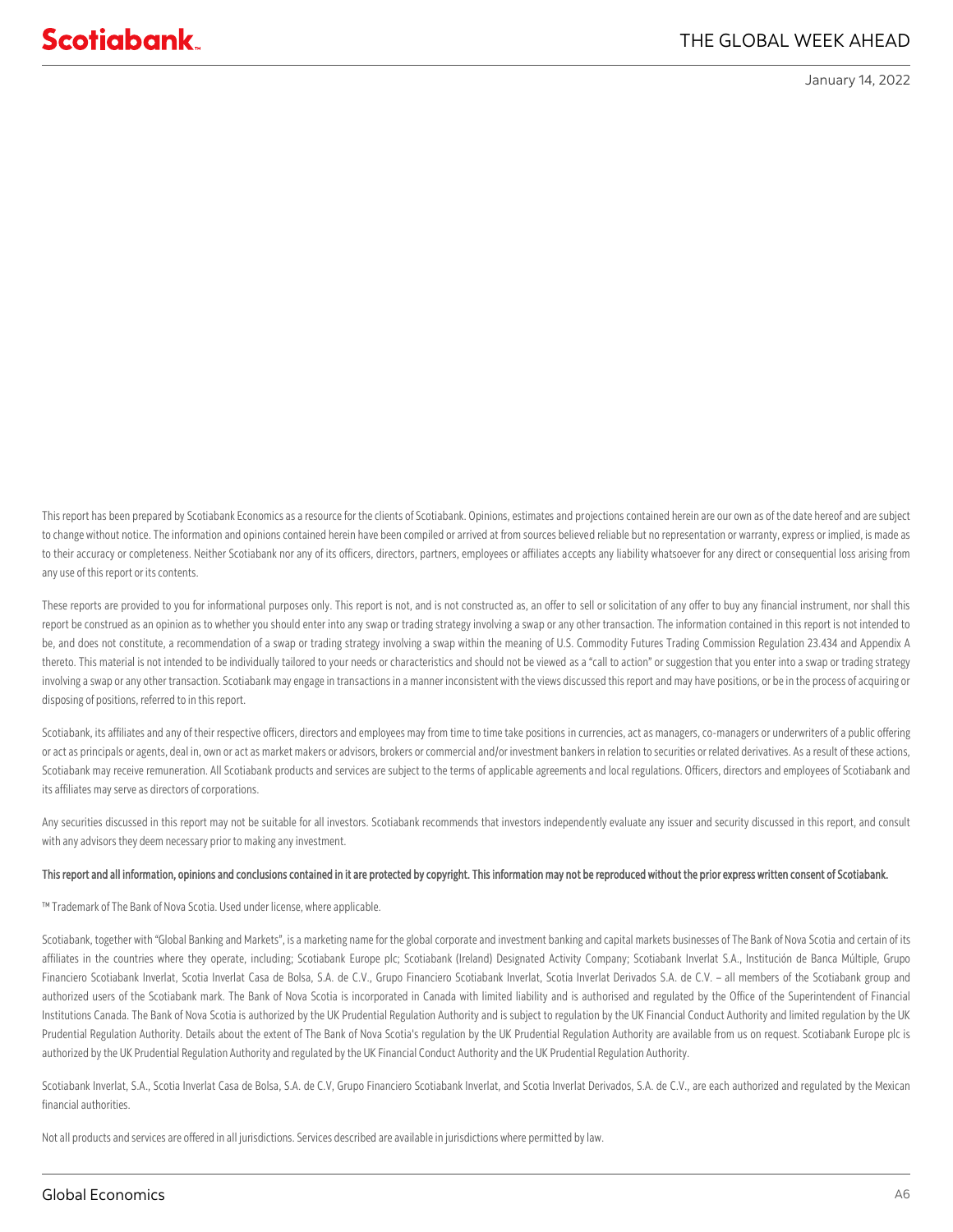This report has been prepared by Scotiabank Economics as a resource for the clients of Scotiabank. Opinions, estimates and projections contained herein are our own as of the date hereof and are subject to change without notice. The information and opinions contained herein have been compiled or arrived at from sources believed reliable but no representation or warranty, express or implied, is made as to their accuracy or completeness. Neither Scotiabank nor any of its officers, directors, partners, employees or affiliates accepts any liability whatsoever for any direct or consequential loss arising from any use of this report or its contents.

These reports are provided to you for informational purposes only. This report is not, and is not constructed as, an offer to sell or solicitation of any offer to buy any financial instrument, nor shall this report be construed as an opinion as to whether you should enter into any swap or trading strategy involving a swap or any other transaction. The information contained in this report is not intended to be, and does not constitute, a recommendation of a swap or trading strategy involving a swap within the meaning of U.S. Commodity Futures Trading Commission Regulation 23.434 and Appendix A thereto. This material is not intended to be individually tailored to your needs or characteristics and should not be viewed as a "call to action" or suggestion that you enter into a swap or trading strategy involving a swap or any other transaction. Scotiabank may engage in transactions in a manner inconsistent with the views discussed this report and may have positions, or be in the process of acquiring or disposing of positions, referred to in this report.

Scotiabank, its affiliates and any of their respective officers, directors and employees may from time to time take positions in currencies, act as managers, co-managers or underwriters of a public offering or act as principals or agents, deal in, own or act as market makers or advisors, brokers or commercial and/or investment bankers in relation to securities or related derivatives. As a result of these actions, Scotiabank may receive remuneration. All Scotiabank products and services are subject to the terms of applicable agreements and local regulations. Officers, directors and employees of Scotiabank and its affiliates may serve as directors of corporations.

Any securities discussed in this report may not be suitable for all investors. Scotiabank recommends that investors independently evaluate any issuer and security discussed in this report, and consult with any advisors they deem necessary prior to making any investment.

**This report and all information, opinions and conclusions contained in it are protected by copyright. This information may not be reproduced without the prior express written consent of Scotiabank.**

™ Trademark of The Bank of Nova Scotia. Used under license, where applicable.

Scotiabank, together with "Global Banking and Markets", is a marketing name for the global corporate and investment banking and capital markets businesses of The Bank of Nova Scotia and certain of its affiliates in the countries where they operate, including; Scotiabank Europe plc; Scotiabank (Ireland) Designated Activity Company; Scotiabank Inverlat S.A., Institución de Banca Múltiple, Grupo Financiero Scotiabank Inverlat, Scotia Inverlat Casa de Bolsa, S.A. de C.V., Grupo Financiero Scotiabank Inverlat, Scotia Inverlat Derivados S.A. de C.V. – all members of the Scotiabank group and authorized users of the Scotiabank mark. The Bank of Nova Scotia is incorporated in Canada with limited liability and is authorised and regulated by the Office of the Superintendent of Financial Institutions Canada. The Bank of Nova Scotia is authorized by the UK Prudential Regulation Authority and is subject to regulation by the UK Financial Conduct Authority and limited regulation by the UK Prudential Regulation Authority. Details about the extent of The Bank of Nova Scotia's regulation by the UK Prudential Regulation Authority are available from us on request. Scotiabank Europe plc is authorized by the UK Prudential Regulation Authority and regulated by the UK Financial Conduct Authority and the UK Prudential Regulation Authority.

Scotiabank Inverlat, S.A., Scotia Inverlat Casa de Bolsa, S.A. de C.V, Grupo Financiero Scotiabank Inverlat, and Scotia Inverlat Derivados, S.A. de C.V., are each authorized and regulated by the Mexican financial authorities.

Not all products and services are offered in all jurisdictions. Services described are available in jurisdictions where permitted by law.